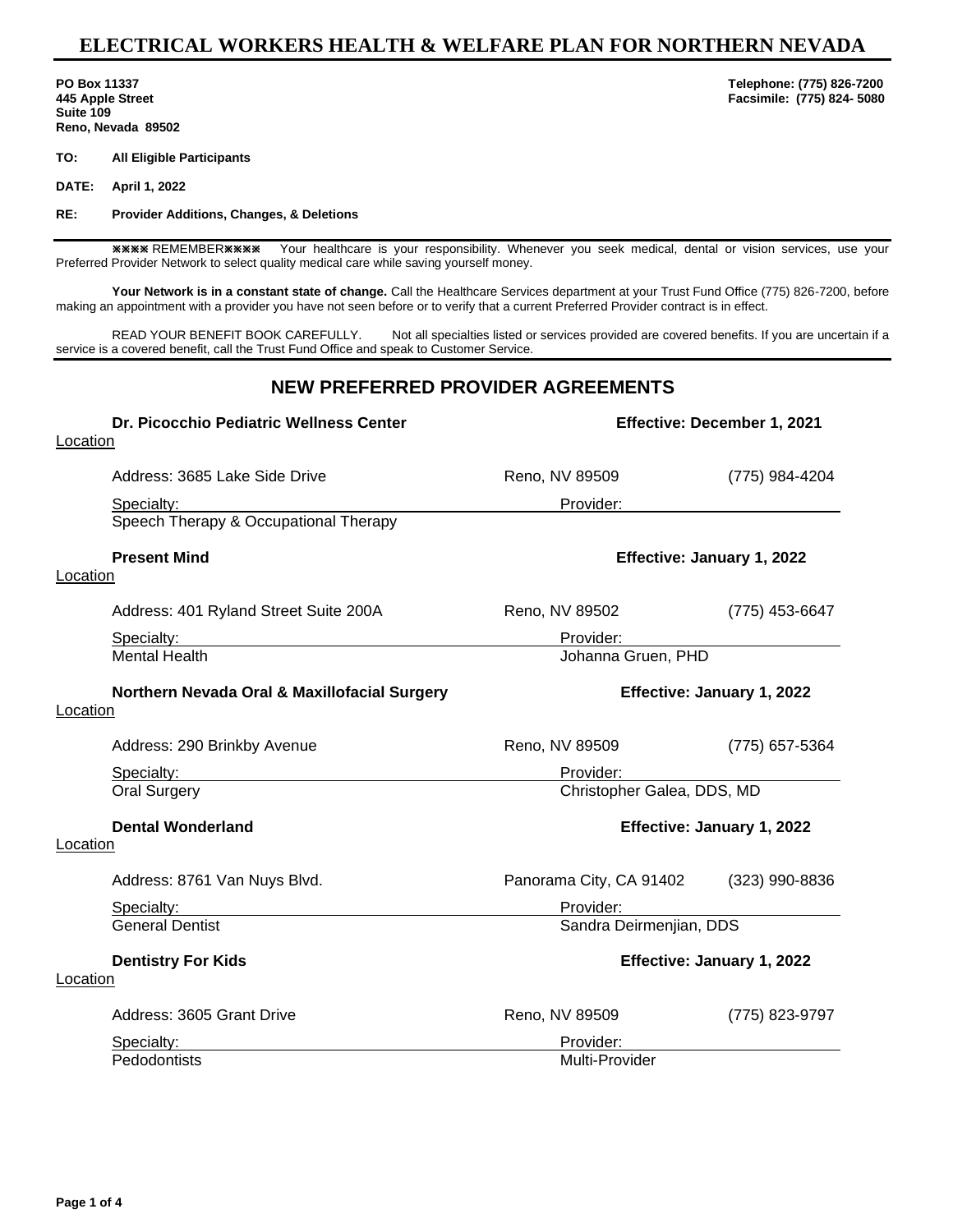# ELECTRICAL WORKERS HEALTH & WELFARE PLAN FOR NORTHERN NEVADA

**PO Box 11337**
**445 Apple Street**
**Suite 109**
**Reno, Nevada 89502**

**Telephone: (775) 826-7200**
**Facsimile: (775) 824- 5080**

**TO:** **All Eligible Participants**

**DATE:** **April 1, 2022**

**RE:** **Provider Additions, Changes, & Deletions**

✖✖✖✖ REMEMBER✖✖✖✖ Your healthcare is your responsibility. Whenever you seek medical, dental or vision services, use your Preferred Provider Network to select quality medical care while saving yourself money.

**Your Network is in a constant state of change.** Call the Healthcare Services department at your Trust Fund Office (775) 826-7200, before making an appointment with a provider you have not seen before or to verify that a current Preferred Provider contract is in effect.

READ YOUR BENEFIT BOOK CAREFULLY. Not all specialties listed or services provided are covered benefits. If you are uncertain if a service is a covered benefit, call the Trust Fund Office and speak to Customer Service.

## NEW PREFERRED PROVIDER AGREEMENTS

**Dr. Picocchio Pediatric Wellness Center** — **Effective: December 1, 2021**

Location

| Address: 3685 Lake Side Drive | Reno, NV 89509 | (775) 984-4204 |
|---|---|---|
| Specialty: | Provider: | |
| Speech Therapy & Occupational Therapy | | |

**Present Mind** — **Effective: January 1, 2022**

Location

| Address: 401 Ryland Street Suite 200A | Reno, NV 89502 | (775) 453-6647 |
|---|---|---|
| Specialty: | Provider: | |
| Mental Health | Johanna Gruen, PHD | |

**Northern Nevada Oral & Maxillofacial Surgery** — **Effective: January 1, 2022**

Location

| Address: 290 Brinkby Avenue | Reno, NV 89509 | (775) 657-5364 |
|---|---|---|
| Specialty: | Provider: | |
| Oral Surgery | Christopher Galea, DDS, MD | |

**Dental Wonderland** — **Effective: January 1, 2022**

Location

| Address: 8761 Van Nuys Blvd. | Panorama City, CA 91402 | (323) 990-8836 |
|---|---|---|
| Specialty: | Provider: | |
| General Dentist | Sandra Deirmenjian, DDS | |

**Dentistry For Kids** — **Effective: January 1, 2022**

Location

| Address: 3605 Grant Drive | Reno, NV 89509 | (775) 823-9797 |
|---|---|---|
| Specialty: | Provider: | |
| Pedodontists | Multi-Provider | |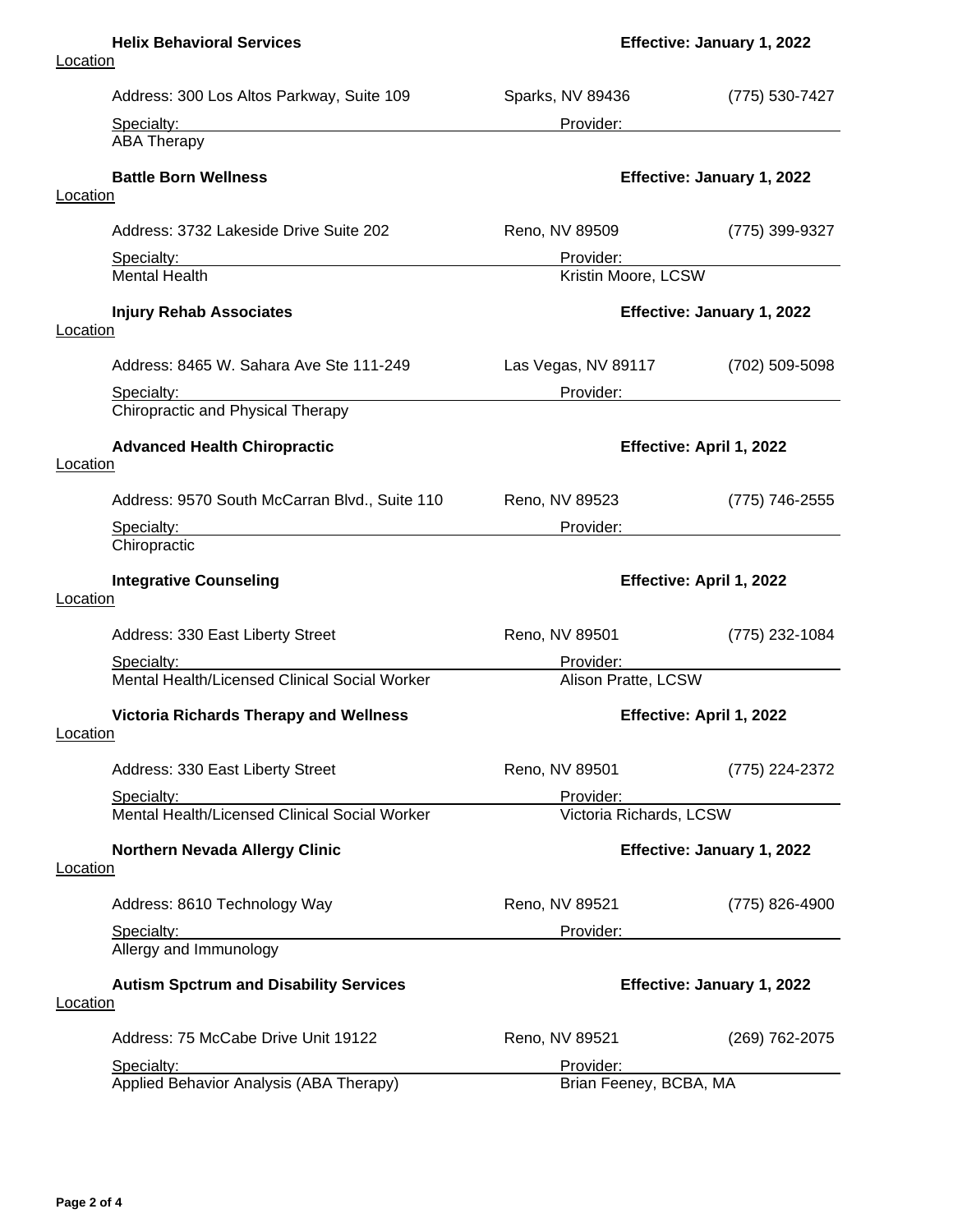**Helix Behavioral Services** — **Effective: January 1, 2022**

Location

| Address: 300 Los Altos Parkway, Suite 109 | Sparks, NV 89436 | (775) 530-7427 |
|---|---|---|
| Specialty: | Provider: | |
| ABA Therapy | | |

**Battle Born Wellness** — **Effective: January 1, 2022**

Location

| Address: 3732 Lakeside Drive Suite 202 | Reno, NV 89509 | (775) 399-9327 |
|---|---|---|
| Specialty: | Provider: | |
| Mental Health | Kristin Moore, LCSW | |

**Injury Rehab Associates** — **Effective: January 1, 2022**

Location

| Address: 8465 W. Sahara Ave Ste 111-249 | Las Vegas, NV 89117 | (702) 509-5098 |
|---|---|---|
| Specialty: | Provider: | |
| Chiropractic and Physical Therapy | | |

**Advanced Health Chiropractic** — **Effective: April 1, 2022**

Location

| Address: 9570 South McCarran Blvd., Suite 110 | Reno, NV 89523 | (775) 746-2555 |
|---|---|---|
| Specialty: | Provider: | |
| Chiropractic | | |

**Integrative Counseling** — **Effective: April 1, 2022**

Location

| Address: 330 East Liberty Street | Reno, NV 89501 | (775) 232-1084 |
|---|---|---|
| Specialty: | Provider: | |
| Mental Health/Licensed Clinical Social Worker | Alison Pratte, LCSW | |

**Victoria Richards Therapy and Wellness** — **Effective: April 1, 2022**

Location

| Address: 330 East Liberty Street | Reno, NV 89501 | (775) 224-2372 |
|---|---|---|
| Specialty: | Provider: | |
| Mental Health/Licensed Clinical Social Worker | Victoria Richards, LCSW | |

**Northern Nevada Allergy Clinic** — **Effective: January 1, 2022**

Location

| Address: 8610 Technology Way | Reno, NV 89521 | (775) 826-4900 |
|---|---|---|
| Specialty: | Provider: | |
| Allergy and Immunology | | |

**Autism Spctrum and Disability Services** — **Effective: January 1, 2022**

Location

| Address: 75 McCabe Drive Unit 19122 | Reno, NV 89521 | (269) 762-2075 |
|---|---|---|
| Specialty: | Provider: | |
| Applied Behavior Analysis (ABA Therapy) | Brian Feeney, BCBA, MA | |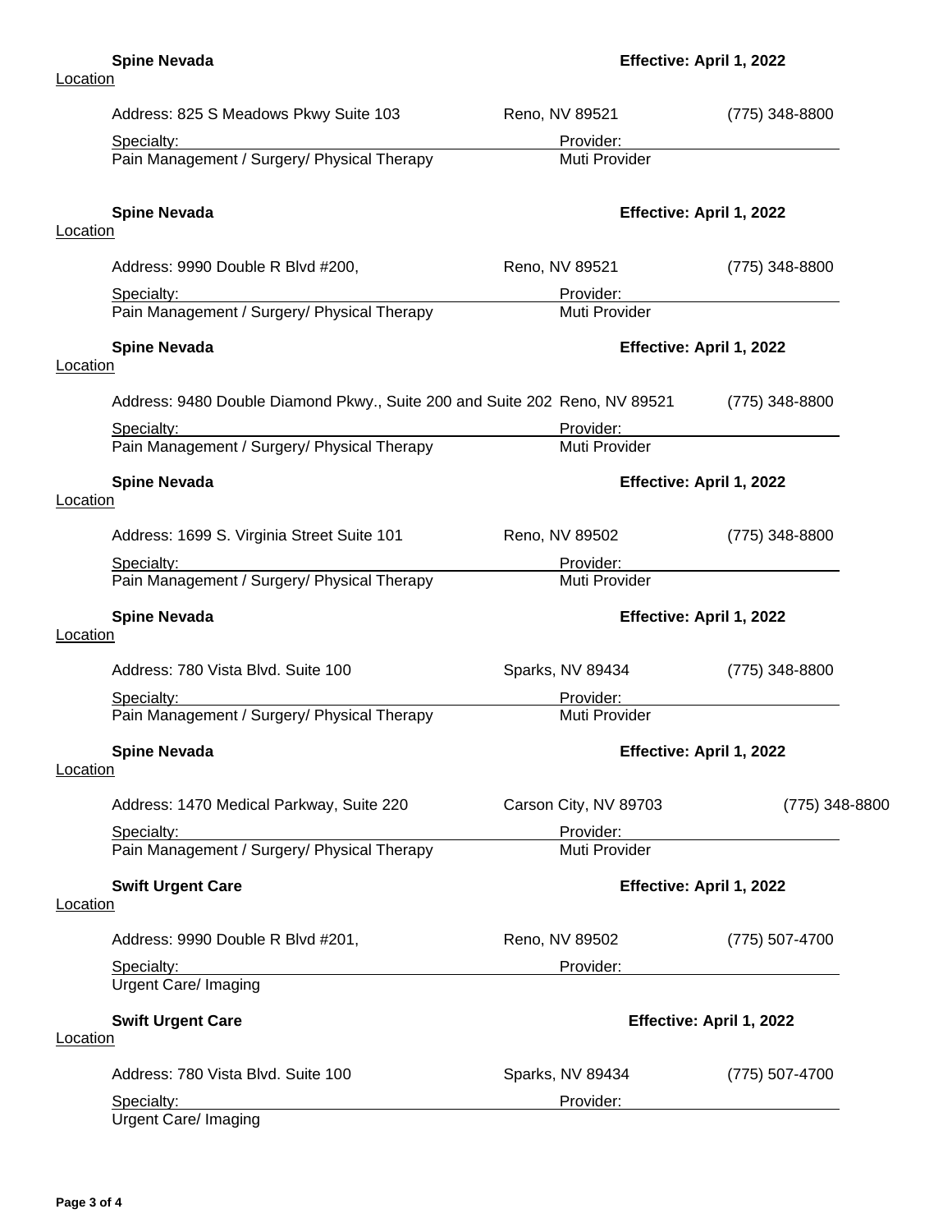**Spine Nevada** — **Effective: April 1, 2022**

Location

| Address: 825 S Meadows Pkwy Suite 103 | Reno, NV 89521 | (775) 348-8800 |
|---|---|---|
| Specialty: | Provider: | |
| Pain Management / Surgery/ Physical Therapy | Muti Provider | |

**Spine Nevada** — **Effective: April 1, 2022**

Location

| Address: 9990 Double R Blvd #200, | Reno, NV 89521 | (775) 348-8800 |
|---|---|---|
| Specialty: | Provider: | |
| Pain Management / Surgery/ Physical Therapy | Muti Provider | |

**Spine Nevada** — **Effective: April 1, 2022**

Location

| Address: 9480 Double Diamond Pkwy., Suite 200 and Suite 202 | Reno, NV 89521 | (775) 348-8800 |
|---|---|---|
| Specialty: | Provider: | |
| Pain Management / Surgery/ Physical Therapy | Muti Provider | |

**Spine Nevada** — **Effective: April 1, 2022**

Location

| Address: 1699 S. Virginia Street Suite 101 | Reno, NV 89502 | (775) 348-8800 |
|---|---|---|
| Specialty: | Provider: | |
| Pain Management / Surgery/ Physical Therapy | Muti Provider | |

**Spine Nevada** — **Effective: April 1, 2022**

Location

| Address: 780 Vista Blvd. Suite 100 | Sparks, NV 89434 | (775) 348-8800 |
|---|---|---|
| Specialty: | Provider: | |
| Pain Management / Surgery/ Physical Therapy | Muti Provider | |

**Spine Nevada** — **Effective: April 1, 2022**

Location

| Address: 1470 Medical Parkway, Suite 220 | Carson City, NV 89703 | (775) 348-8800 |
|---|---|---|
| Specialty: | Provider: | |
| Pain Management / Surgery/ Physical Therapy | Muti Provider | |

**Swift Urgent Care** — **Effective: April 1, 2022**

Location

| Address: 9990 Double R Blvd #201, | Reno, NV 89502 | (775) 507-4700 |
|---|---|---|
| Specialty: | Provider: | |
| Urgent Care/ Imaging | | |

**Swift Urgent Care** — **Effective: April 1, 2022**

Location

| Address: 780 Vista Blvd. Suite 100 | Sparks, NV 89434 | (775) 507-4700 |
|---|---|---|
| Specialty: | Provider: | |
| Urgent Care/ Imaging | | |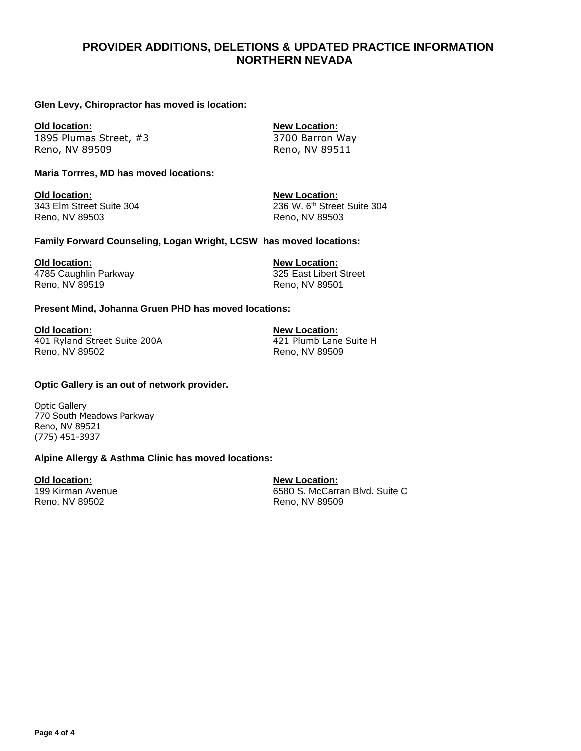# PROVIDER ADDITIONS, DELETIONS & UPDATED PRACTICE INFORMATION
# NORTHERN NEVADA

**Glen Levy, Chiropractor has moved is location:**

| **Old location:** | **New Location:** |
|---|---|
| 1895 Plumas Street, #3 | 3700 Barron Way |
| Reno, NV 89509 | Reno, NV 89511 |

**Maria Torrres, MD has moved locations:**

| **Old location:** | **New Location:** |
|---|---|
| 343 Elm Street Suite 304 | 236 W. 6th Street Suite 304 |
| Reno, NV 89503 | Reno, NV 89503 |

**Family Forward Counseling, Logan Wright, LCSW has moved locations:**

| **Old location:** | **New Location:** |
|---|---|
| 4785 Caughlin Parkway | 325 East Libert Street |
| Reno, NV 89519 | Reno, NV 89501 |

**Present Mind, Johanna Gruen PHD has moved locations:**

| **Old location:** | **New Location:** |
|---|---|
| 401 Ryland Street Suite 200A | 421 Plumb Lane Suite H |
| Reno, NV 89502 | Reno, NV 89509 |

**Optic Gallery is an out of network provider.**

Optic Gallery
770 South Meadows Parkway
Reno, NV 89521
(775) 451-3937

**Alpine Allergy & Asthma Clinic has moved locations:**

| **Old location:** | **New Location:** |
|---|---|
| 199 Kirman Avenue | 6580 S. McCarran Blvd. Suite C |
| Reno, NV 89502 | Reno, NV 89509 |